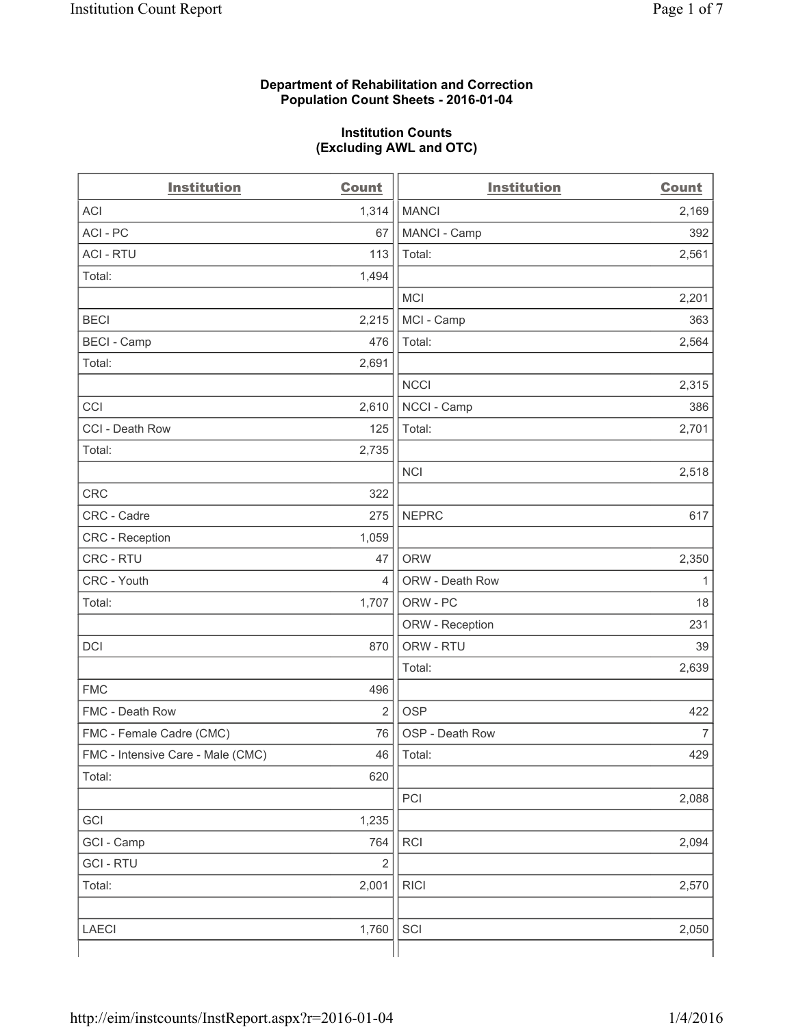**Department of Rehabilitation and Correction**
**Population Count Sheets - 2016-01-04**

**Institution Counts**
**(Excluding AWL and OTC)**

| Institution | Count |
|---|---|
| ACI | 1,314 |
| ACI - PC | 67 |
| ACI - RTU | 113 |
| Total: | 1,494 |
| | |
| BECI | 2,215 |
| BECI - Camp | 476 |
| Total: | 2,691 |
| | |
| CCI | 2,610 |
| CCI - Death Row | 125 |
| Total: | 2,735 |
| | |
| CRC | 322 |
| CRC - Cadre | 275 |
| CRC - Reception | 1,059 |
| CRC - RTU | 47 |
| CRC - Youth | 4 |
| Total: | 1,707 |
| | |
| DCI | 870 |
| | |
| FMC | 496 |
| FMC - Death Row | 2 |
| FMC - Female Cadre (CMC) | 76 |
| FMC - Intensive Care - Male (CMC) | 46 |
| Total: | 620 |
| | |
| GCI | 1,235 |
| GCI - Camp | 764 |
| GCI - RTU | 2 |
| Total: | 2,001 |
| | |
| LAECI | 1,760 |

| Institution | Count |
|---|---|
| MANCI | 2,169 |
| MANCI - Camp | 392 |
| Total: | 2,561 |
| | |
| MCI | 2,201 |
| MCI - Camp | 363 |
| Total: | 2,564 |
| | |
| NCCI | 2,315 |
| NCCI - Camp | 386 |
| Total: | 2,701 |
| | |
| NCI | 2,518 |
| | |
| NEPRC | 617 |
| | |
| ORW | 2,350 |
| ORW - Death Row | 1 |
| ORW - PC | 18 |
| ORW - Reception | 231 |
| ORW - RTU | 39 |
| Total: | 2,639 |
| | |
| OSP | 422 |
| OSP - Death Row | 7 |
| Total: | 429 |
| | |
| PCI | 2,088 |
| | |
| RCI | 2,094 |
| | |
| RICI | 2,570 |
| | |
| SCI | 2,050 |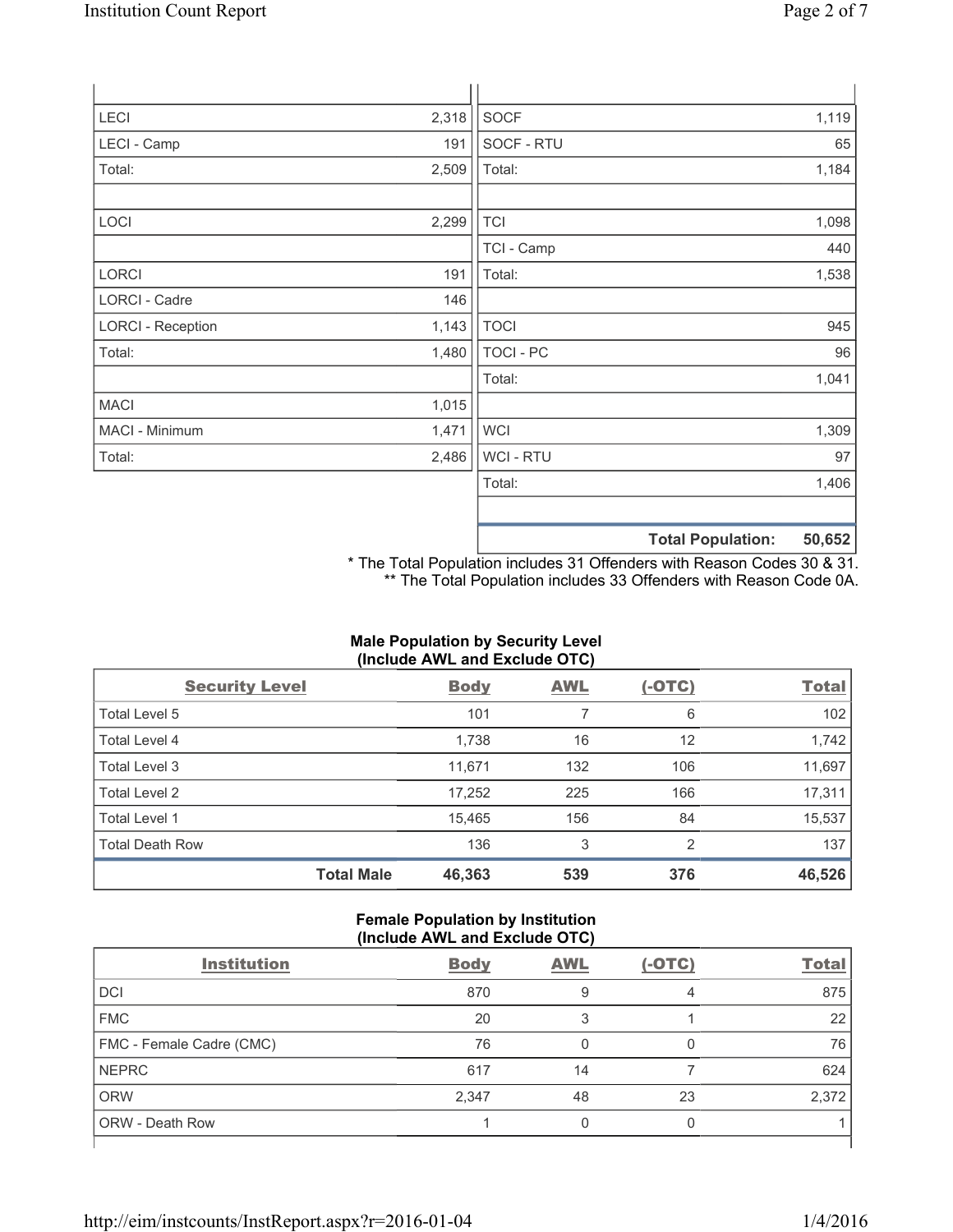| | | | |
|---|---|---|---|
| LECI | 2,318 | SOCF | 1,119 |
| LECI - Camp | 191 | SOCF - RTU | 65 |
| Total: | 2,509 | Total: | 1,184 |
| | | | |
| LOCI | 2,299 | TCI | 1,098 |
| | | TCI - Camp | 440 |
| LORCI | 191 | Total: | 1,538 |
| LORCI - Cadre | 146 | | |
| LORCI - Reception | 1,143 | TOCI | 945 |
| Total: | 1,480 | TOCI - PC | 96 |
| | | Total: | 1,041 |
| MACI | 1,015 | | |
| MACI - Minimum | 1,471 | WCI | 1,309 |
| Total: | 2,486 | WCI - RTU | 97 |
| | | Total: | 1,406 |
| | | | |
| | | **Total Population:** | **50,652** |

* The Total Population includes 31 Offenders with Reason Codes 30 & 31.
** The Total Population includes 33 Offenders with Reason Code 0A.

**Male Population by Security Level (Include AWL and Exclude OTC)**

| Security Level | Body | AWL | (-OTC) | Total |
|---|---|---|---|---|
| Total Level 5 | 101 | 7 | 6 | 102 |
| Total Level 4 | 1,738 | 16 | 12 | 1,742 |
| Total Level 3 | 11,671 | 132 | 106 | 11,697 |
| Total Level 2 | 17,252 | 225 | 166 | 17,311 |
| Total Level 1 | 15,465 | 156 | 84 | 15,537 |
| Total Death Row | 136 | 3 | 2 | 137 |
| **Total Male** | **46,363** | **539** | **376** | **46,526** |

**Female Population by Institution (Include AWL and Exclude OTC)**

| Institution | Body | AWL | (-OTC) | Total |
|---|---|---|---|---|
| DCI | 870 | 9 | 4 | 875 |
| FMC | 20 | 3 | 1 | 22 |
| FMC - Female Cadre (CMC) | 76 | 0 | 0 | 76 |
| NEPRC | 617 | 14 | 7 | 624 |
| ORW | 2,347 | 48 | 23 | 2,372 |
| ORW - Death Row | 1 | 0 | 0 | 1 |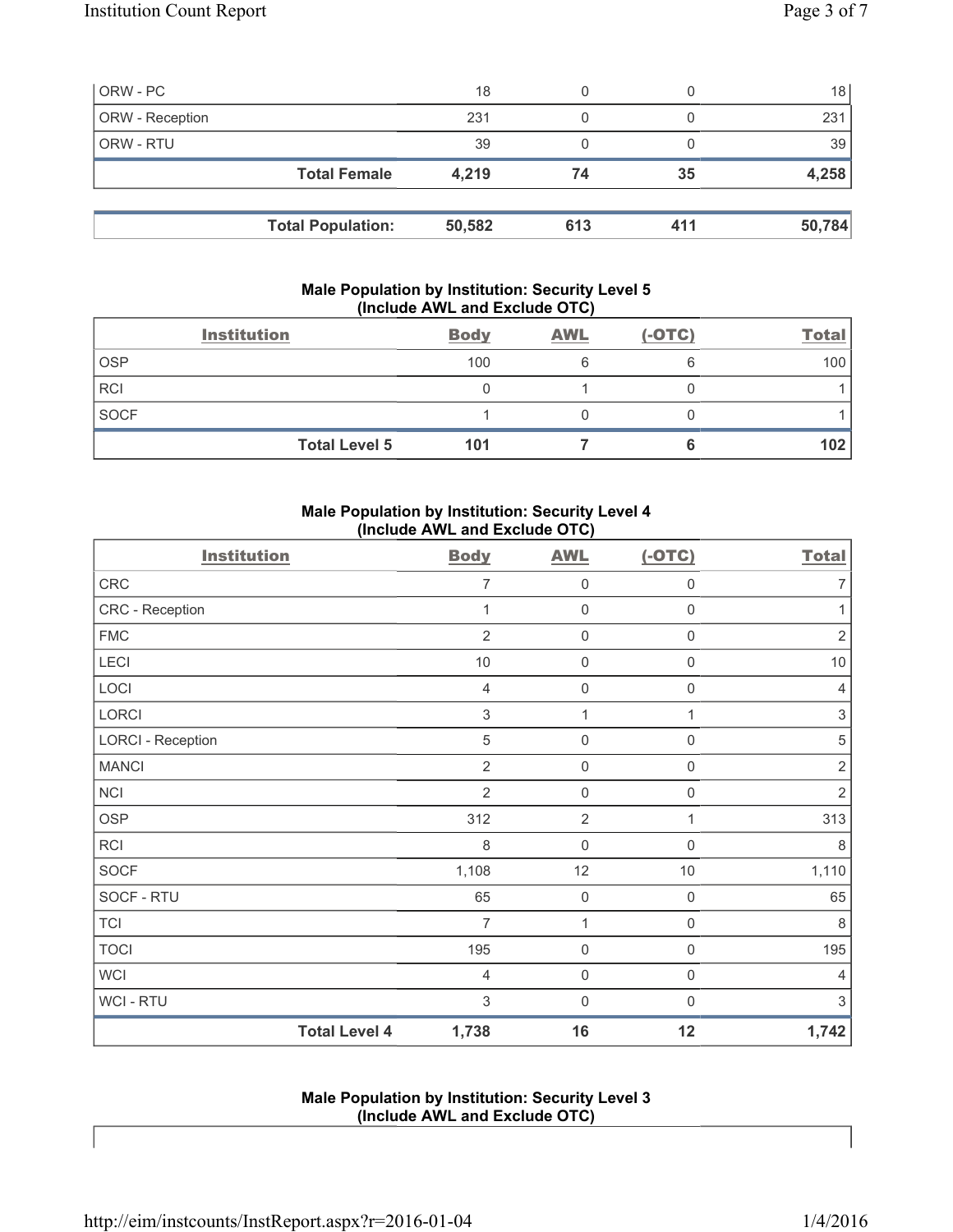| ORW - PC | 18 | 0 | 0 | 18 |
|---|---|---|---|---|
| ORW - Reception | 231 | 0 | 0 | 231 |
| ORW - RTU | 39 | 0 | 0 | 39 |
| **Total Female** | **4,219** | **74** | **35** | **4,258** |

| **Total Population:** | **50,582** | **613** | **411** | **50,784** |
|---|---|---|---|---|

### Male Population by Institution: Security Level 5 (Include AWL and Exclude OTC)

| Institution | Body | AWL | (-OTC) | Total |
|---|---|---|---|---|
| OSP | 100 | 6 | 6 | 100 |
| RCI | 0 | 1 | 0 | 1 |
| SOCF | 1 | 0 | 0 | 1 |
| **Total Level 5** | **101** | **7** | **6** | **102** |

### Male Population by Institution: Security Level 4 (Include AWL and Exclude OTC)

| Institution | Body | AWL | (-OTC) | Total |
|---|---|---|---|---|
| CRC | 7 | 0 | 0 | 7 |
| CRC - Reception | 1 | 0 | 0 | 1 |
| FMC | 2 | 0 | 0 | 2 |
| LECI | 10 | 0 | 0 | 10 |
| LOCI | 4 | 0 | 0 | 4 |
| LORCI | 3 | 1 | 1 | 3 |
| LORCI - Reception | 5 | 0 | 0 | 5 |
| MANCI | 2 | 0 | 0 | 2 |
| NCI | 2 | 0 | 0 | 2 |
| OSP | 312 | 2 | 1 | 313 |
| RCI | 8 | 0 | 0 | 8 |
| SOCF | 1,108 | 12 | 10 | 1,110 |
| SOCF - RTU | 65 | 0 | 0 | 65 |
| TCI | 7 | 1 | 0 | 8 |
| TOCI | 195 | 0 | 0 | 195 |
| WCI | 4 | 0 | 0 | 4 |
| WCI - RTU | 3 | 0 | 0 | 3 |
| **Total Level 4** | **1,738** | **16** | **12** | **1,742** |

### Male Population by Institution: Security Level 3 (Include AWL and Exclude OTC)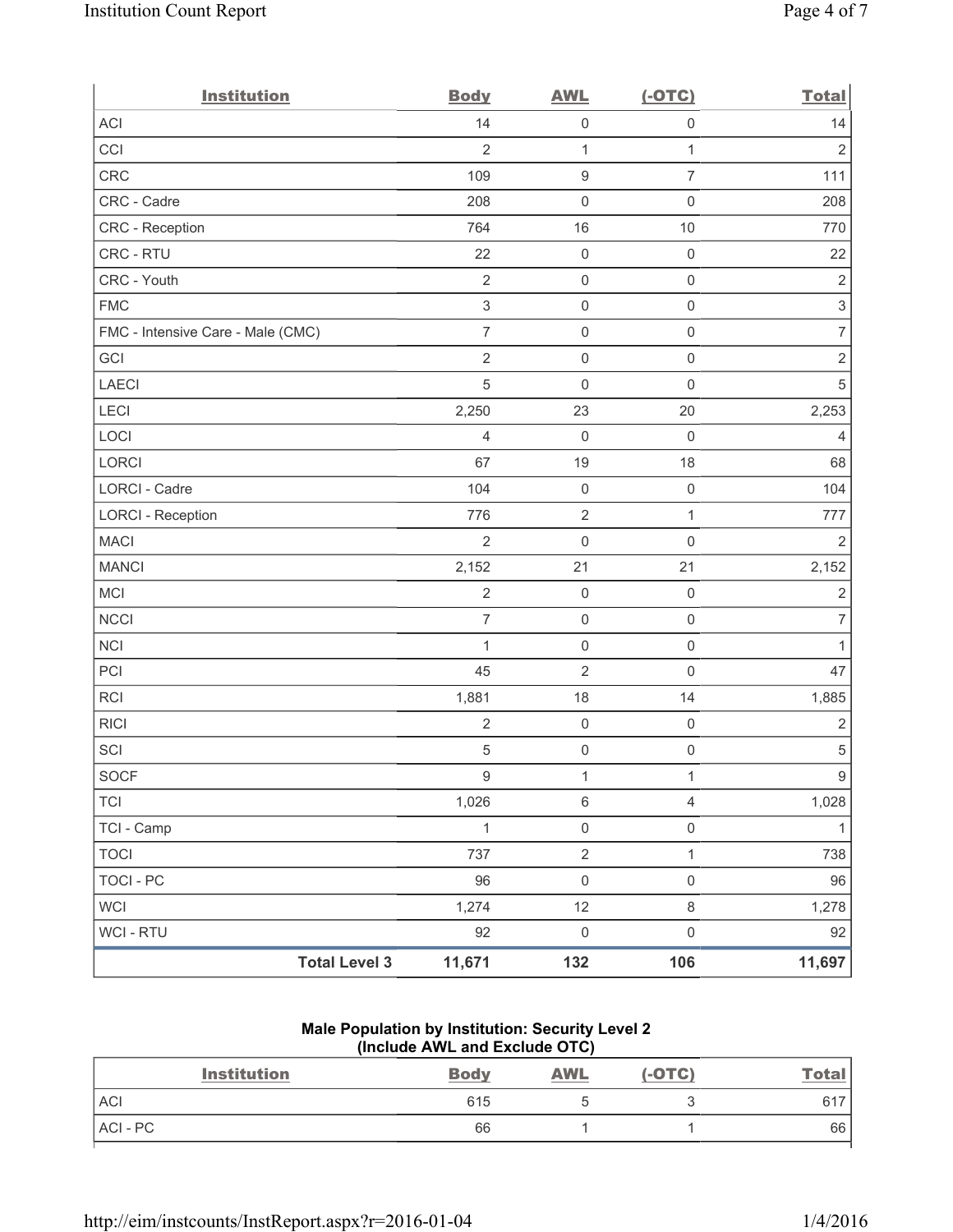| Institution | Body | AWL | (-OTC) | Total |
|---|---|---|---|---|
| ACI | 14 | 0 | 0 | 14 |
| CCI | 2 | 1 | 1 | 2 |
| CRC | 109 | 9 | 7 | 111 |
| CRC - Cadre | 208 | 0 | 0 | 208 |
| CRC - Reception | 764 | 16 | 10 | 770 |
| CRC - RTU | 22 | 0 | 0 | 22 |
| CRC - Youth | 2 | 0 | 0 | 2 |
| FMC | 3 | 0 | 0 | 3 |
| FMC - Intensive Care - Male (CMC) | 7 | 0 | 0 | 7 |
| GCI | 2 | 0 | 0 | 2 |
| LAECI | 5 | 0 | 0 | 5 |
| LECI | 2,250 | 23 | 20 | 2,253 |
| LOCI | 4 | 0 | 0 | 4 |
| LORCI | 67 | 19 | 18 | 68 |
| LORCI - Cadre | 104 | 0 | 0 | 104 |
| LORCI - Reception | 776 | 2 | 1 | 777 |
| MACI | 2 | 0 | 0 | 2 |
| MANCI | 2,152 | 21 | 21 | 2,152 |
| MCI | 2 | 0 | 0 | 2 |
| NCCI | 7 | 0 | 0 | 7 |
| NCI | 1 | 0 | 0 | 1 |
| PCI | 45 | 2 | 0 | 47 |
| RCI | 1,881 | 18 | 14 | 1,885 |
| RICI | 2 | 0 | 0 | 2 |
| SCI | 5 | 0 | 0 | 5 |
| SOCF | 9 | 1 | 1 | 9 |
| TCI | 1,026 | 6 | 4 | 1,028 |
| TCI - Camp | 1 | 0 | 0 | 1 |
| TOCI | 737 | 2 | 1 | 738 |
| TOCI - PC | 96 | 0 | 0 | 96 |
| WCI | 1,274 | 12 | 8 | 1,278 |
| WCI - RTU | 92 | 0 | 0 | 92 |
| **Total Level 3** | **11,671** | **132** | **106** | **11,697** |

**Male Population by Institution: Security Level 2 (Include AWL and Exclude OTC)**

| Institution | Body | AWL | (-OTC) | Total |
|---|---|---|---|---|
| ACI | 615 | 5 | 3 | 617 |
| ACI - PC | 66 | 1 | 1 | 66 |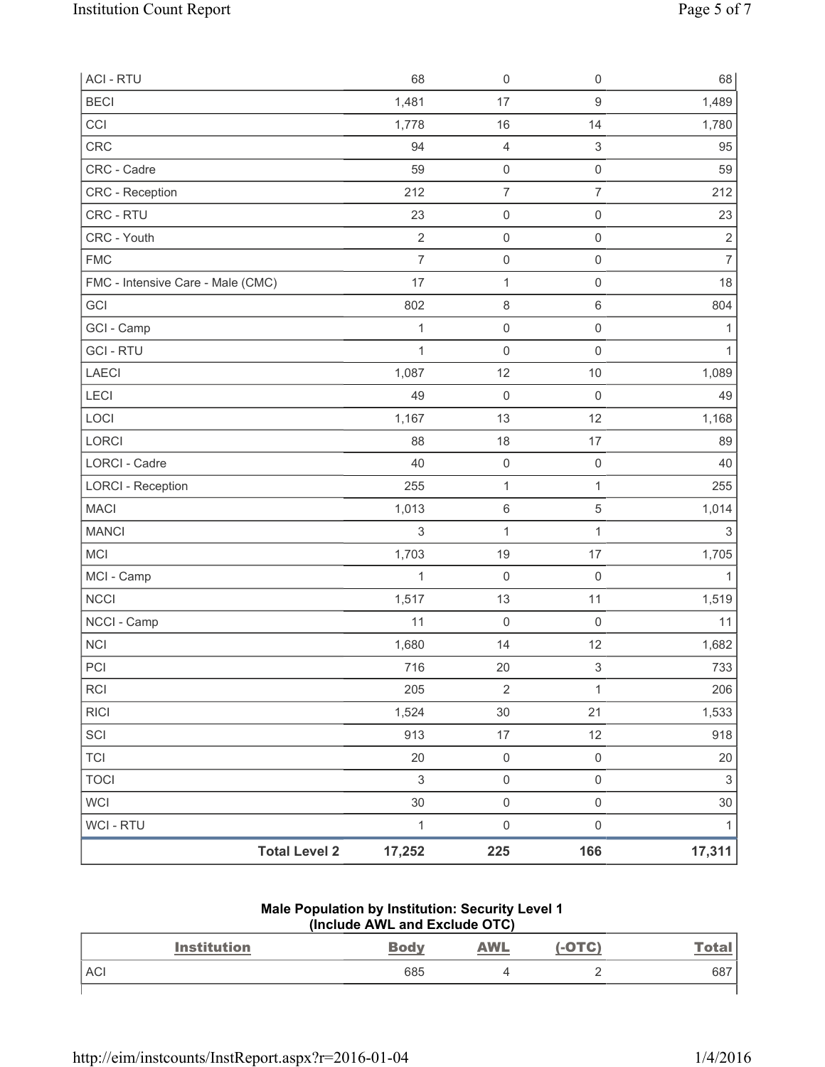| ACI - RTU | 68 | 0 | 0 | 68 |
|---|---|---|---|---|
| BECI | 1,481 | 17 | 9 | 1,489 |
| CCI | 1,778 | 16 | 14 | 1,780 |
| CRC | 94 | 4 | 3 | 95 |
| CRC - Cadre | 59 | 0 | 0 | 59 |
| CRC - Reception | 212 | 7 | 7 | 212 |
| CRC - RTU | 23 | 0 | 0 | 23 |
| CRC - Youth | 2 | 0 | 0 | 2 |
| FMC | 7 | 0 | 0 | 7 |
| FMC - Intensive Care - Male (CMC) | 17 | 1 | 0 | 18 |
| GCI | 802 | 8 | 6 | 804 |
| GCI - Camp | 1 | 0 | 0 | 1 |
| GCI - RTU | 1 | 0 | 0 | 1 |
| LAECI | 1,087 | 12 | 10 | 1,089 |
| LECI | 49 | 0 | 0 | 49 |
| LOCI | 1,167 | 13 | 12 | 1,168 |
| LORCI | 88 | 18 | 17 | 89 |
| LORCI - Cadre | 40 | 0 | 0 | 40 |
| LORCI - Reception | 255 | 1 | 1 | 255 |
| MACI | 1,013 | 6 | 5 | 1,014 |
| MANCI | 3 | 1 | 1 | 3 |
| MCI | 1,703 | 19 | 17 | 1,705 |
| MCI - Camp | 1 | 0 | 0 | 1 |
| NCCI | 1,517 | 13 | 11 | 1,519 |
| NCCI - Camp | 11 | 0 | 0 | 11 |
| NCI | 1,680 | 14 | 12 | 1,682 |
| PCI | 716 | 20 | 3 | 733 |
| RCI | 205 | 2 | 1 | 206 |
| RICI | 1,524 | 30 | 21 | 1,533 |
| SCI | 913 | 17 | 12 | 918 |
| TCI | 20 | 0 | 0 | 20 |
| TOCI | 3 | 0 | 0 | 3 |
| WCI | 30 | 0 | 0 | 30 |
| WCI - RTU | 1 | 0 | 0 | 1 |
| **Total Level 2** | **17,252** | **225** | **166** | **17,311** |

**Male Population by Institution: Security Level 1**
**(Include AWL and Exclude OTC)**

| Institution | Body | AWL | (-OTC) | Total |
|---|---|---|---|---|
| ACI | 685 | 4 | 2 | 687 |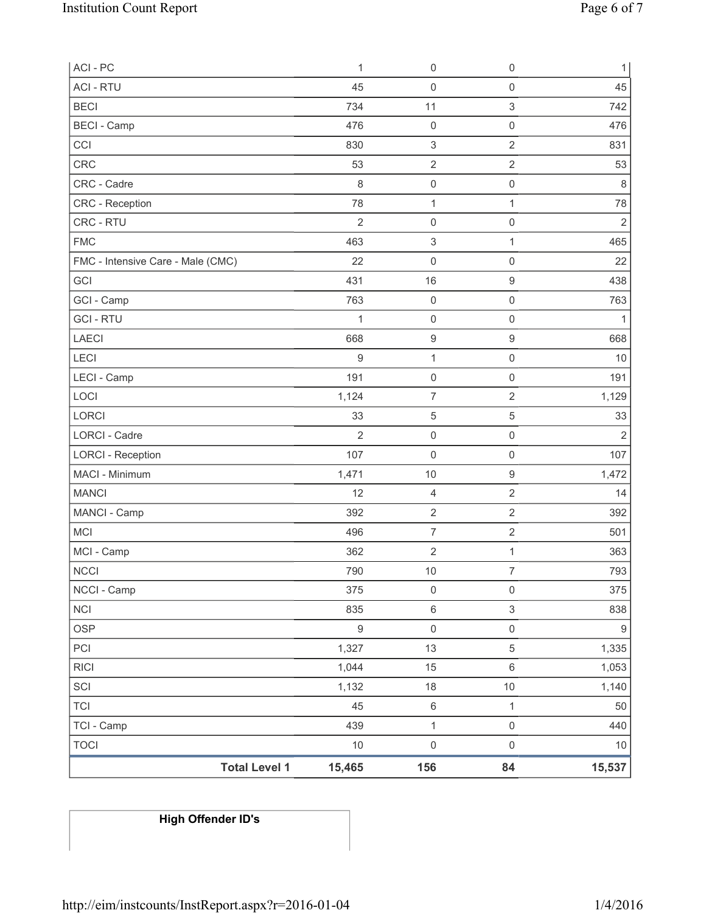| | | | | |
|---|---|---|---|---|
| ACI - PC | 1 | 0 | 0 | 1 |
| ACI - RTU | 45 | 0 | 0 | 45 |
| BECI | 734 | 11 | 3 | 742 |
| BECI - Camp | 476 | 0 | 0 | 476 |
| CCI | 830 | 3 | 2 | 831 |
| CRC | 53 | 2 | 2 | 53 |
| CRC - Cadre | 8 | 0 | 0 | 8 |
| CRC - Reception | 78 | 1 | 1 | 78 |
| CRC - RTU | 2 | 0 | 0 | 2 |
| FMC | 463 | 3 | 1 | 465 |
| FMC - Intensive Care - Male (CMC) | 22 | 0 | 0 | 22 |
| GCI | 431 | 16 | 9 | 438 |
| GCI - Camp | 763 | 0 | 0 | 763 |
| GCI - RTU | 1 | 0 | 0 | 1 |
| LAECI | 668 | 9 | 9 | 668 |
| LECI | 9 | 1 | 0 | 10 |
| LECI - Camp | 191 | 0 | 0 | 191 |
| LOCI | 1,124 | 7 | 2 | 1,129 |
| LORCI | 33 | 5 | 5 | 33 |
| LORCI - Cadre | 2 | 0 | 0 | 2 |
| LORCI - Reception | 107 | 0 | 0 | 107 |
| MACI - Minimum | 1,471 | 10 | 9 | 1,472 |
| MANCI | 12 | 4 | 2 | 14 |
| MANCI - Camp | 392 | 2 | 2 | 392 |
| MCI | 496 | 7 | 2 | 501 |
| MCI - Camp | 362 | 2 | 1 | 363 |
| NCCI | 790 | 10 | 7 | 793 |
| NCCI - Camp | 375 | 0 | 0 | 375 |
| NCI | 835 | 6 | 3 | 838 |
| OSP | 9 | 0 | 0 | 9 |
| PCI | 1,327 | 13 | 5 | 1,335 |
| RICI | 1,044 | 15 | 6 | 1,053 |
| SCI | 1,132 | 18 | 10 | 1,140 |
| TCI | 45 | 6 | 1 | 50 |
| TCI - Camp | 439 | 1 | 0 | 440 |
| TOCI | 10 | 0 | 0 | 10 |
| **Total Level 1** | **15,465** | **156** | **84** | **15,537** |

| **High Offender ID's** |
|---|
| |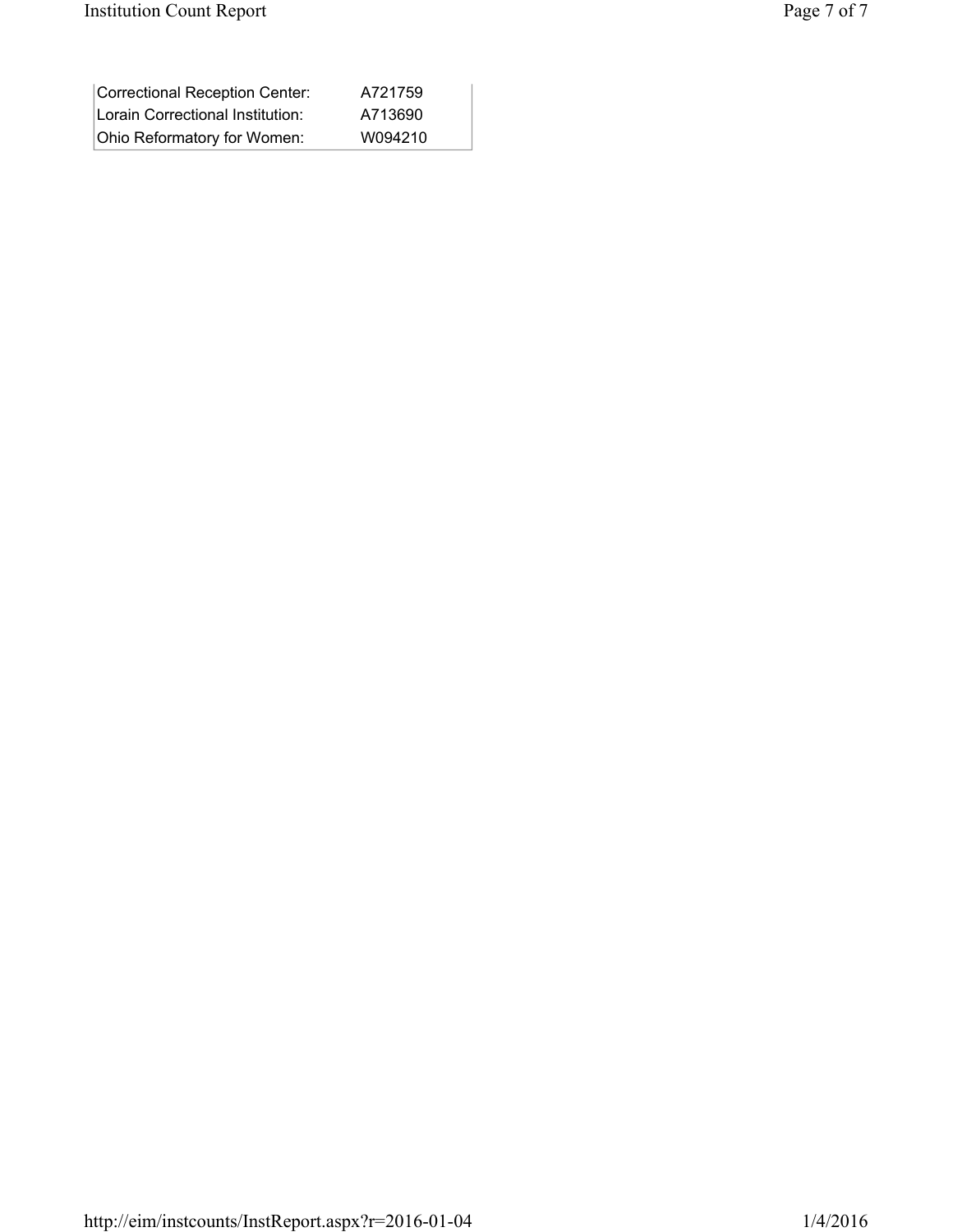| | |
|---|---|
| Correctional Reception Center: | A721759 |
| Lorain Correctional Institution: | A713690 |
| Ohio Reformatory for Women: | W094210 |